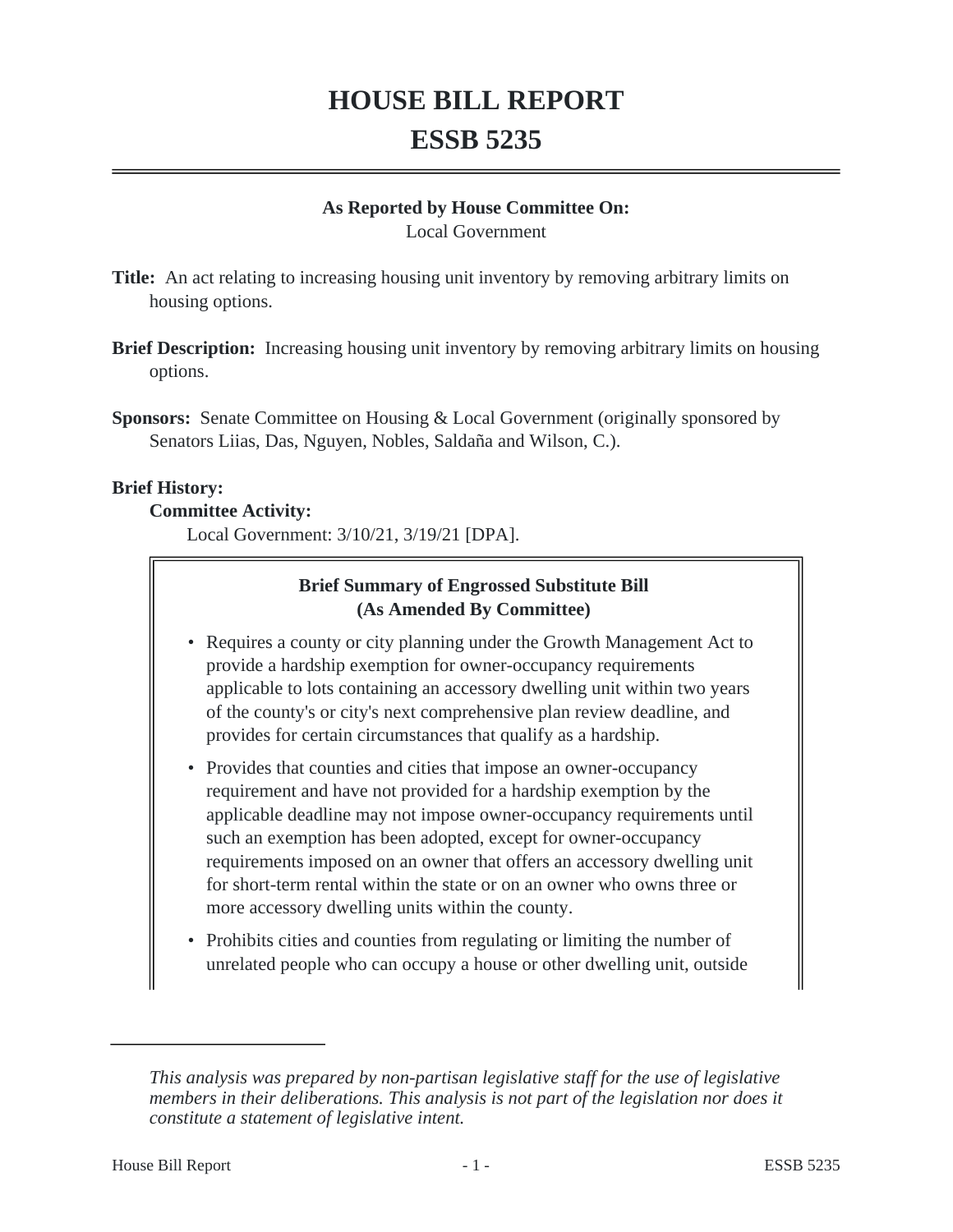# HOUSE BILL REPORT

# ESSB 5235

**As Reported by House Committee On:**
Local Government

**Title:** An act relating to increasing housing unit inventory by removing arbitrary limits on housing options.

**Brief Description:** Increasing housing unit inventory by removing arbitrary limits on housing options.

**Sponsors:** Senate Committee on Housing & Local Government (originally sponsored by Senators Liias, Das, Nguyen, Nobles, Saldaña and Wilson, C.).

**Brief History:**

**Committee Activity:**

Local Government: 3/10/21, 3/19/21 [DPA].

**Brief Summary of Engrossed Substitute Bill (As Amended By Committee)**

- Requires a county or city planning under the Growth Management Act to provide a hardship exemption for owner-occupancy requirements applicable to lots containing an accessory dwelling unit within two years of the county's or city's next comprehensive plan review deadline, and provides for certain circumstances that qualify as a hardship.
- Provides that counties and cities that impose an owner-occupancy requirement and have not provided for a hardship exemption by the applicable deadline may not impose owner-occupancy requirements until such an exemption has been adopted, except for owner-occupancy requirements imposed on an owner that offers an accessory dwelling unit for short-term rental within the state or on an owner who owns three or more accessory dwelling units within the county.
- Prohibits cities and counties from regulating or limiting the number of unrelated people who can occupy a house or other dwelling unit, outside

*This analysis was prepared by non-partisan legislative staff for the use of legislative members in their deliberations. This analysis is not part of the legislation nor does it constitute a statement of legislative intent.*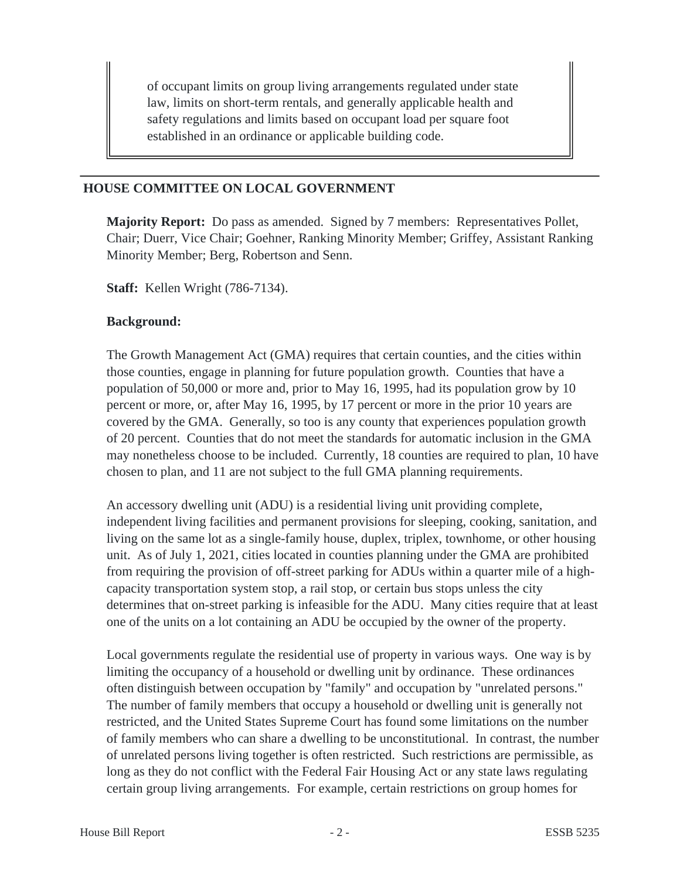of occupant limits on group living arrangements regulated under state law, limits on short-term rentals, and generally applicable health and safety regulations and limits based on occupant load per square foot established in an ordinance or applicable building code.

## HOUSE COMMITTEE ON LOCAL GOVERNMENT

**Majority Report:** Do pass as amended. Signed by 7 members: Representatives Pollet, Chair; Duerr, Vice Chair; Goehner, Ranking Minority Member; Griffey, Assistant Ranking Minority Member; Berg, Robertson and Senn.

**Staff:** Kellen Wright (786-7134).

**Background:**

The Growth Management Act (GMA) requires that certain counties, and the cities within those counties, engage in planning for future population growth. Counties that have a population of 50,000 or more and, prior to May 16, 1995, had its population grow by 10 percent or more, or, after May 16, 1995, by 17 percent or more in the prior 10 years are covered by the GMA. Generally, so too is any county that experiences population growth of 20 percent. Counties that do not meet the standards for automatic inclusion in the GMA may nonetheless choose to be included. Currently, 18 counties are required to plan, 10 have chosen to plan, and 11 are not subject to the full GMA planning requirements.

An accessory dwelling unit (ADU) is a residential living unit providing complete, independent living facilities and permanent provisions for sleeping, cooking, sanitation, and living on the same lot as a single-family house, duplex, triplex, townhome, or other housing unit. As of July 1, 2021, cities located in counties planning under the GMA are prohibited from requiring the provision of off-street parking for ADUs within a quarter mile of a high-capacity transportation system stop, a rail stop, or certain bus stops unless the city determines that on-street parking is infeasible for the ADU. Many cities require that at least one of the units on a lot containing an ADU be occupied by the owner of the property.

Local governments regulate the residential use of property in various ways. One way is by limiting the occupancy of a household or dwelling unit by ordinance. These ordinances often distinguish between occupation by "family" and occupation by "unrelated persons." The number of family members that occupy a household or dwelling unit is generally not restricted, and the United States Supreme Court has found some limitations on the number of family members who can share a dwelling to be unconstitutional. In contrast, the number of unrelated persons living together is often restricted. Such restrictions are permissible, as long as they do not conflict with the Federal Fair Housing Act or any state laws regulating certain group living arrangements. For example, certain restrictions on group homes for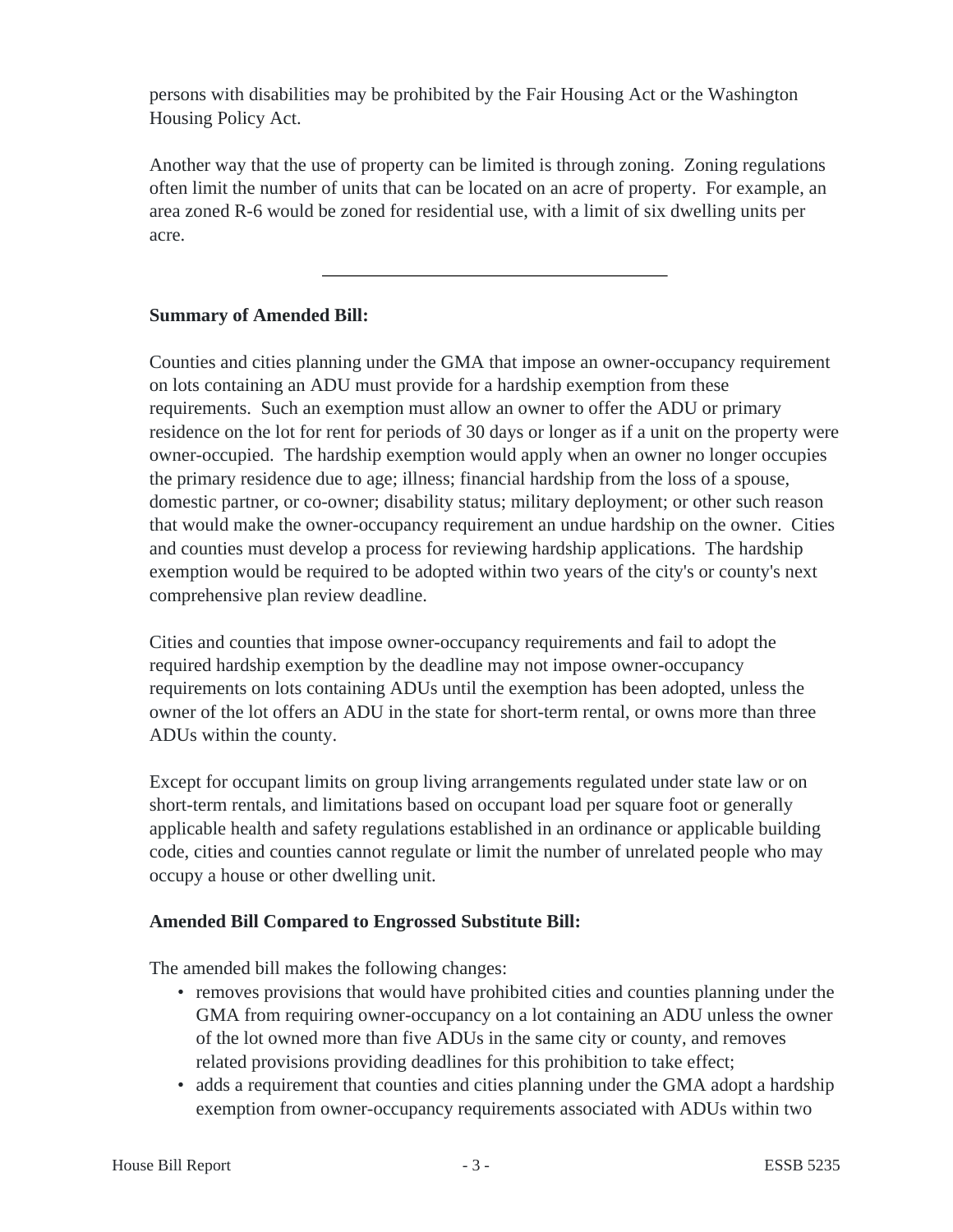persons with disabilities may be prohibited by the Fair Housing Act or the Washington Housing Policy Act.

Another way that the use of property can be limited is through zoning. Zoning regulations often limit the number of units that can be located on an acre of property. For example, an area zoned R-6 would be zoned for residential use, with a limit of six dwelling units per acre.

---

**Summary of Amended Bill:**

Counties and cities planning under the GMA that impose an owner-occupancy requirement on lots containing an ADU must provide for a hardship exemption from these requirements. Such an exemption must allow an owner to offer the ADU or primary residence on the lot for rent for periods of 30 days or longer as if a unit on the property were owner-occupied. The hardship exemption would apply when an owner no longer occupies the primary residence due to age; illness; financial hardship from the loss of a spouse, domestic partner, or co-owner; disability status; military deployment; or other such reason that would make the owner-occupancy requirement an undue hardship on the owner. Cities and counties must develop a process for reviewing hardship applications. The hardship exemption would be required to be adopted within two years of the city's or county's next comprehensive plan review deadline.

Cities and counties that impose owner-occupancy requirements and fail to adopt the required hardship exemption by the deadline may not impose owner-occupancy requirements on lots containing ADUs until the exemption has been adopted, unless the owner of the lot offers an ADU in the state for short-term rental, or owns more than three ADUs within the county.

Except for occupant limits on group living arrangements regulated under state law or on short-term rentals, and limitations based on occupant load per square foot or generally applicable health and safety regulations established in an ordinance or applicable building code, cities and counties cannot regulate or limit the number of unrelated people who may occupy a house or other dwelling unit.

**Amended Bill Compared to Engrossed Substitute Bill:**

The amended bill makes the following changes:

- removes provisions that would have prohibited cities and counties planning under the GMA from requiring owner-occupancy on a lot containing an ADU unless the owner of the lot owned more than five ADUs in the same city or county, and removes related provisions providing deadlines for this prohibition to take effect;
- adds a requirement that counties and cities planning under the GMA adopt a hardship exemption from owner-occupancy requirements associated with ADUs within two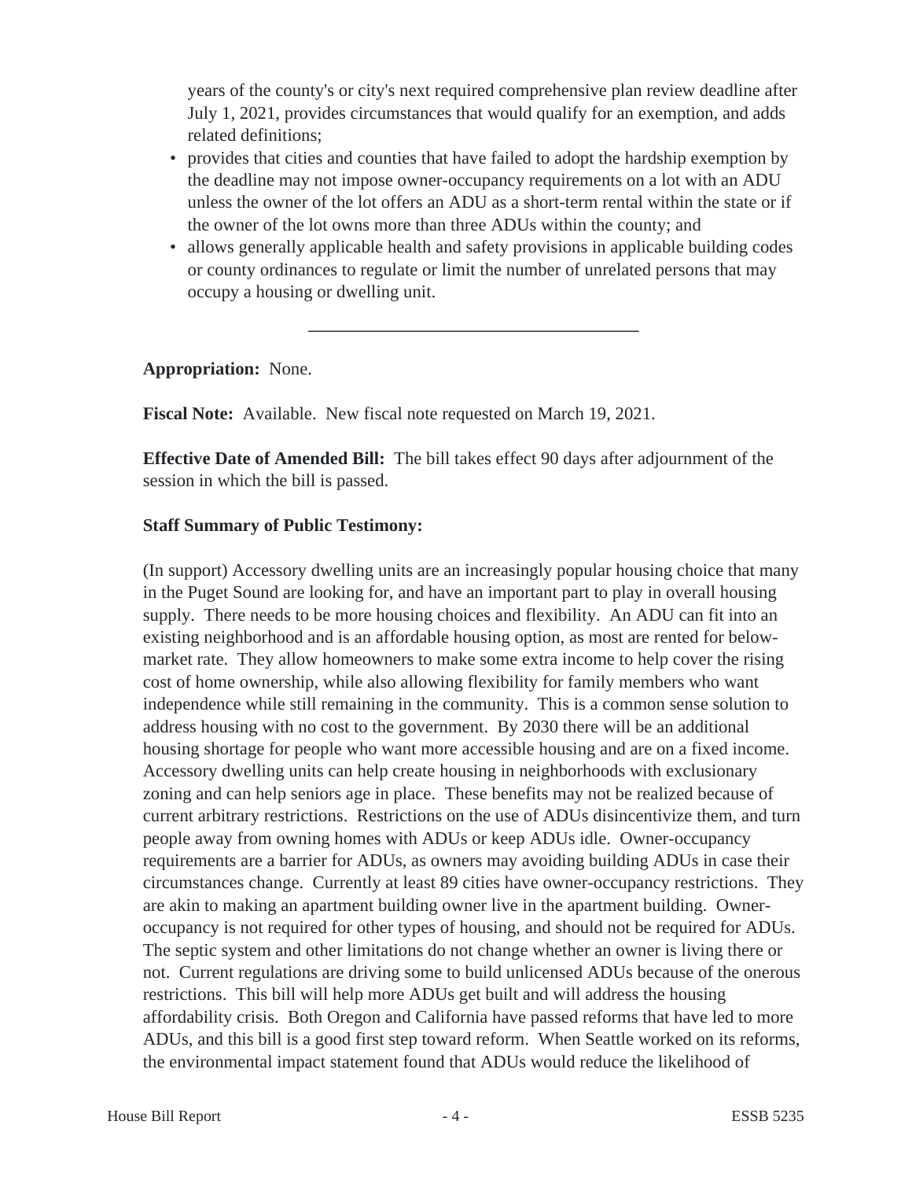years of the county's or city's next required comprehensive plan review deadline after July 1, 2021, provides circumstances that would qualify for an exemption, and adds related definitions;

- provides that cities and counties that have failed to adopt the hardship exemption by the deadline may not impose owner-occupancy requirements on a lot with an ADU unless the owner of the lot offers an ADU as a short-term rental within the state or if the owner of the lot owns more than three ADUs within the county; and
- allows generally applicable health and safety provisions in applicable building codes or county ordinances to regulate or limit the number of unrelated persons that may occupy a housing or dwelling unit.

---

**Appropriation:** None.

**Fiscal Note:** Available. New fiscal note requested on March 19, 2021.

**Effective Date of Amended Bill:** The bill takes effect 90 days after adjournment of the session in which the bill is passed.

**Staff Summary of Public Testimony:**

(In support) Accessory dwelling units are an increasingly popular housing choice that many in the Puget Sound are looking for, and have an important part to play in overall housing supply. There needs to be more housing choices and flexibility. An ADU can fit into an existing neighborhood and is an affordable housing option, as most are rented for below-market rate. They allow homeowners to make some extra income to help cover the rising cost of home ownership, while also allowing flexibility for family members who want independence while still remaining in the community. This is a common sense solution to address housing with no cost to the government. By 2030 there will be an additional housing shortage for people who want more accessible housing and are on a fixed income. Accessory dwelling units can help create housing in neighborhoods with exclusionary zoning and can help seniors age in place. These benefits may not be realized because of current arbitrary restrictions. Restrictions on the use of ADUs disincentivize them, and turn people away from owning homes with ADUs or keep ADUs idle. Owner-occupancy requirements are a barrier for ADUs, as owners may avoiding building ADUs in case their circumstances change. Currently at least 89 cities have owner-occupancy restrictions. They are akin to making an apartment building owner live in the apartment building. Owner-occupancy is not required for other types of housing, and should not be required for ADUs. The septic system and other limitations do not change whether an owner is living there or not. Current regulations are driving some to build unlicensed ADUs because of the onerous restrictions. This bill will help more ADUs get built and will address the housing affordability crisis. Both Oregon and California have passed reforms that have led to more ADUs, and this bill is a good first step toward reform. When Seattle worked on its reforms, the environmental impact statement found that ADUs would reduce the likelihood of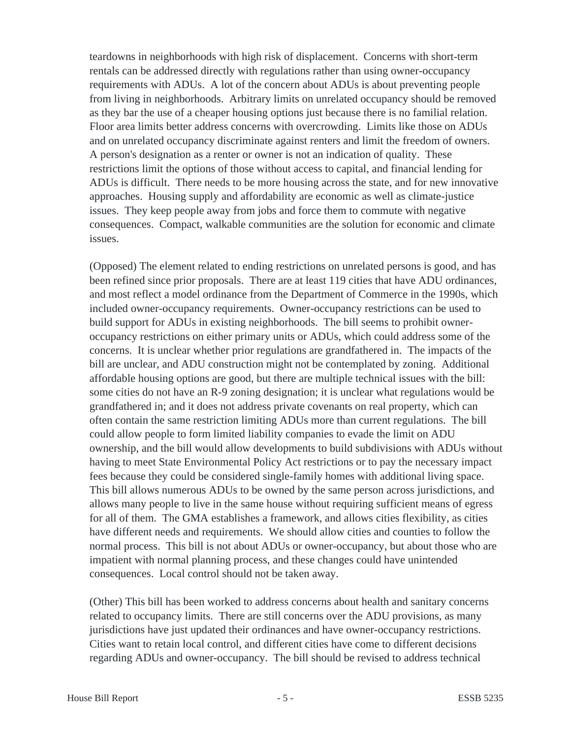teardowns in neighborhoods with high risk of displacement. Concerns with short-term rentals can be addressed directly with regulations rather than using owner-occupancy requirements with ADUs. A lot of the concern about ADUs is about preventing people from living in neighborhoods. Arbitrary limits on unrelated occupancy should be removed as they bar the use of a cheaper housing options just because there is no familial relation. Floor area limits better address concerns with overcrowding. Limits like those on ADUs and on unrelated occupancy discriminate against renters and limit the freedom of owners. A person's designation as a renter or owner is not an indication of quality. These restrictions limit the options of those without access to capital, and financial lending for ADUs is difficult. There needs to be more housing across the state, and for new innovative approaches. Housing supply and affordability are economic as well as climate-justice issues. They keep people away from jobs and force them to commute with negative consequences. Compact, walkable communities are the solution for economic and climate issues.

(Opposed) The element related to ending restrictions on unrelated persons is good, and has been refined since prior proposals. There are at least 119 cities that have ADU ordinances, and most reflect a model ordinance from the Department of Commerce in the 1990s, which included owner-occupancy requirements. Owner-occupancy restrictions can be used to build support for ADUs in existing neighborhoods. The bill seems to prohibit owner-occupancy restrictions on either primary units or ADUs, which could address some of the concerns. It is unclear whether prior regulations are grandfathered in. The impacts of the bill are unclear, and ADU construction might not be contemplated by zoning. Additional affordable housing options are good, but there are multiple technical issues with the bill: some cities do not have an R-9 zoning designation; it is unclear what regulations would be grandfathered in; and it does not address private covenants on real property, which can often contain the same restriction limiting ADUs more than current regulations. The bill could allow people to form limited liability companies to evade the limit on ADU ownership, and the bill would allow developments to build subdivisions with ADUs without having to meet State Environmental Policy Act restrictions or to pay the necessary impact fees because they could be considered single-family homes with additional living space. This bill allows numerous ADUs to be owned by the same person across jurisdictions, and allows many people to live in the same house without requiring sufficient means of egress for all of them. The GMA establishes a framework, and allows cities flexibility, as cities have different needs and requirements. We should allow cities and counties to follow the normal process. This bill is not about ADUs or owner-occupancy, but about those who are impatient with normal planning process, and these changes could have unintended consequences. Local control should not be taken away.

(Other) This bill has been worked to address concerns about health and sanitary concerns related to occupancy limits. There are still concerns over the ADU provisions, as many jurisdictions have just updated their ordinances and have owner-occupancy restrictions. Cities want to retain local control, and different cities have come to different decisions regarding ADUs and owner-occupancy. The bill should be revised to address technical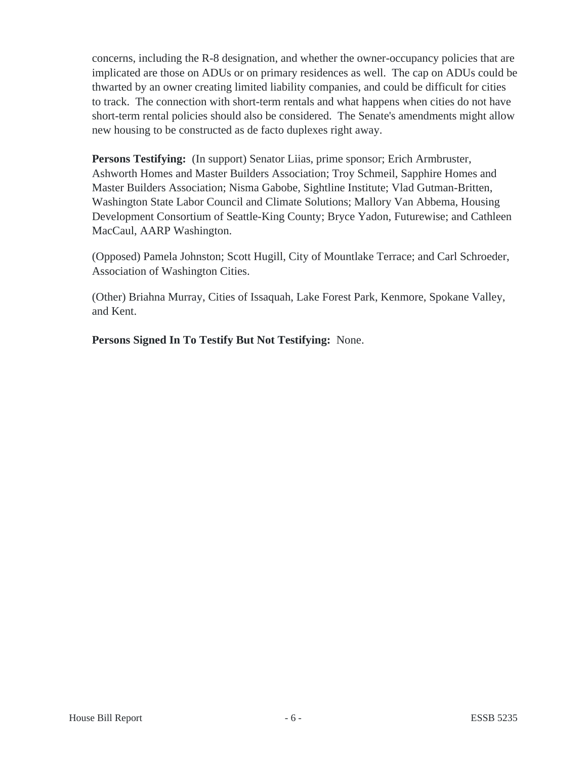concerns, including the R-8 designation, and whether the owner-occupancy policies that are implicated are those on ADUs or on primary residences as well. The cap on ADUs could be thwarted by an owner creating limited liability companies, and could be difficult for cities to track. The connection with short-term rentals and what happens when cities do not have short-term rental policies should also be considered. The Senate's amendments might allow new housing to be constructed as de facto duplexes right away.

**Persons Testifying:** (In support) Senator Liias, prime sponsor; Erich Armbruster, Ashworth Homes and Master Builders Association; Troy Schmeil, Sapphire Homes and Master Builders Association; Nisma Gabobe, Sightline Institute; Vlad Gutman-Britten, Washington State Labor Council and Climate Solutions; Mallory Van Abbema, Housing Development Consortium of Seattle-King County; Bryce Yadon, Futurewise; and Cathleen MacCaul, AARP Washington.

(Opposed) Pamela Johnston; Scott Hugill, City of Mountlake Terrace; and Carl Schroeder, Association of Washington Cities.

(Other) Briahna Murray, Cities of Issaquah, Lake Forest Park, Kenmore, Spokane Valley, and Kent.

**Persons Signed In To Testify But Not Testifying:** None.